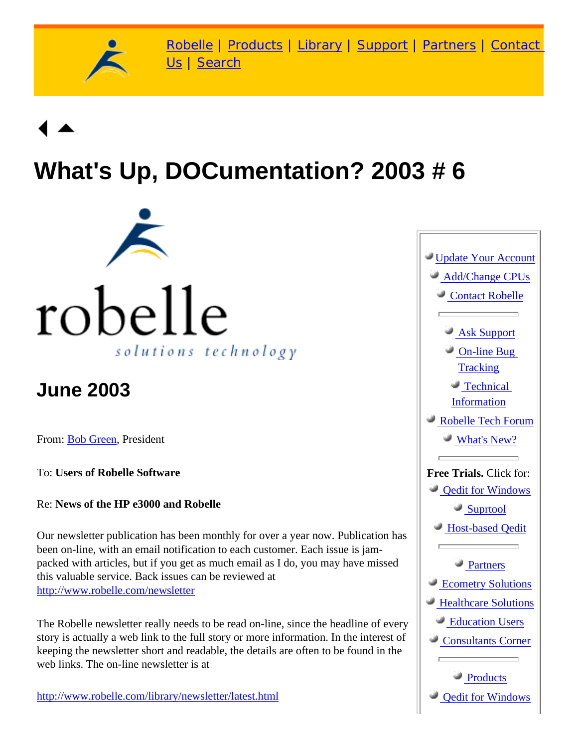Robelle | Products | Library | Support | Partners | Contact Us | Search

# What's Up, DOCumentation? 2003 # 6

robelle

*solutions technology*

## June 2003

From: Bob Green, President

To: **Users of Robelle Software**

Re: **News of the HP e3000 and Robelle**

Our newsletter publication has been monthly for over a year now. Publication has been on-line, with an email notification to each customer. Each issue is jam-packed with articles, but if you get as much email as I do, you may have missed this valuable service. Back issues can be reviewed at http://www.robelle.com/newsletter

The Robelle newsletter really needs to be read on-line, since the headline of every story is actually a web link to the full story or more information. In the interest of keeping the newsletter short and readable, the details are often to be found in the web links. The on-line newsletter is at

http://www.robelle.com/library/newsletter/latest.html

- Update Your Account
- Add/Change CPUs
- Contact Robelle

---

- Ask Support
- On-line Bug Tracking
- Technical Information
- Robelle Tech Forum
- What's New?

---

**Free Trials.** Click for:

- Qedit for Windows
- Suprtool
- Host-based Qedit

---

- Partners
- Ecometry Solutions
- Healthcare Solutions
- Education Users
- Consultants Corner

---

- Products
- Qedit for Windows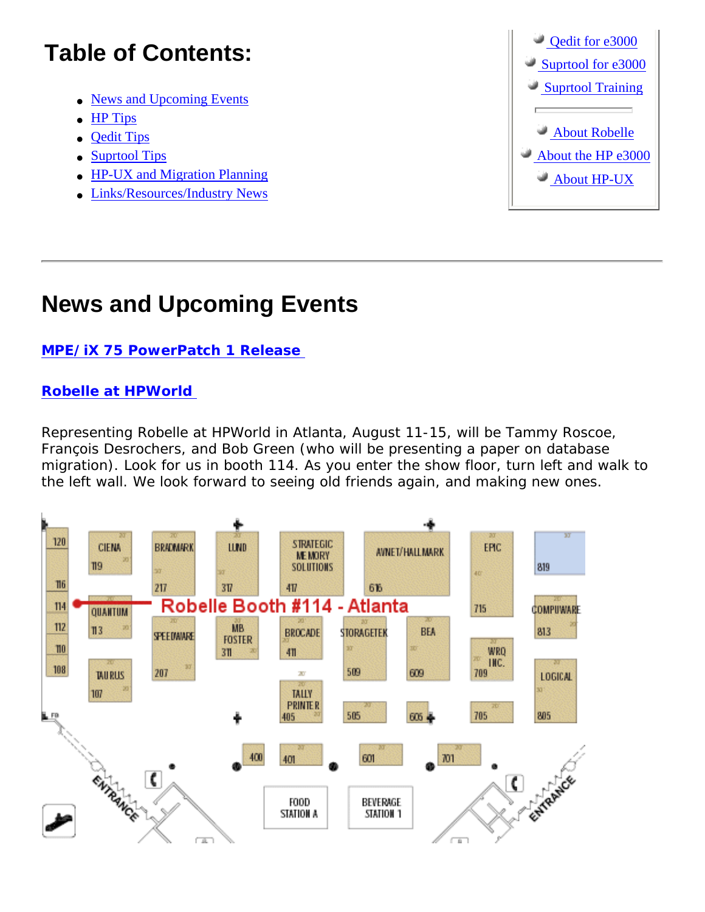# Table of Contents:

- News and Upcoming Events
- HP Tips
- Qedit Tips
- Suprtool Tips
- HP-UX and Migration Planning
- Links/Resources/Industry News

- Qedit for e3000
- Suprtool for e3000
- Suprtool Training

---

- About Robelle
- About the HP e3000
- About HP-UX

---

# News and Upcoming Events

**MPE/iX 75 PowerPatch 1 Release**

**Robelle at HPWorld**

Representing Robelle at HPWorld in Atlanta, August 11-15, will be Tammy Roscoe, François Desrochers, and Bob Green (who will be presenting a paper on database migration). Look for us in booth 114. As you enter the show floor, turn left and walk to the left wall. We look forward to seeing old friends again, and making new ones.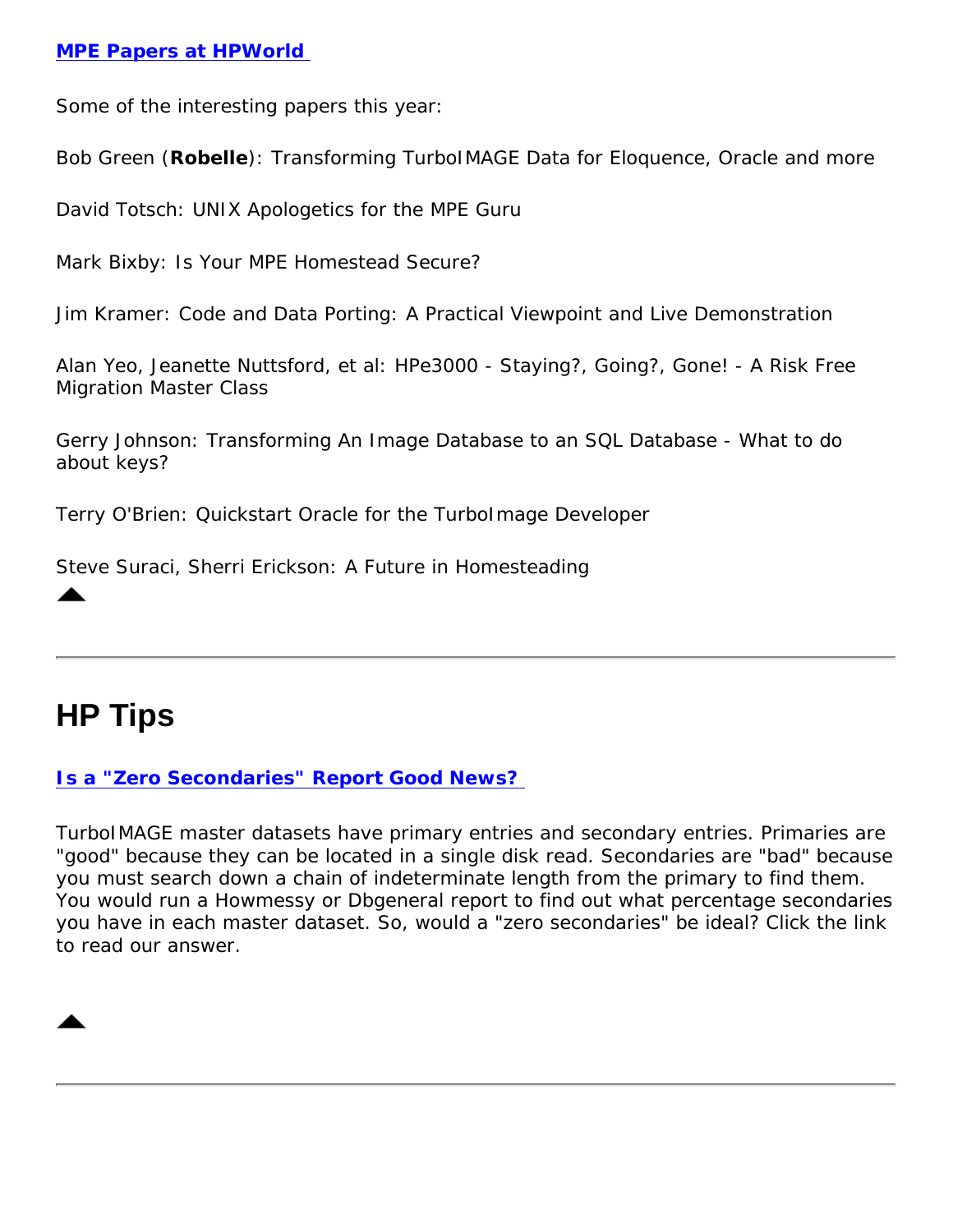**MPE Papers at HPWorld**

Some of the interesting papers this year:

Bob Green (**Robelle**): Transforming TurboIMAGE Data for Eloquence, Oracle and more

David Totsch: UNIX Apologetics for the MPE Guru

Mark Bixby: Is Your MPE Homestead Secure?

Jim Kramer: Code and Data Porting: A Practical Viewpoint and Live Demonstration

Alan Yeo, Jeanette Nuttsford, et al: HPe3000 - Staying?, Going?, Gone! - A Risk Free Migration Master Class

Gerry Johnson: Transforming An Image Database to an SQL Database - What to do about keys?

Terry O'Brien: Quickstart Oracle for the TurboImage Developer

Steve Suraci, Sherri Erickson: A Future in Homesteading

---

## HP Tips

**Is a "Zero Secondaries" Report Good News?**

TurboIMAGE master datasets have primary entries and secondary entries. Primaries are "good" because they can be located in a single disk read. Secondaries are "bad" because you must search down a chain of indeterminate length from the primary to find them. You would run a Howmessy or Dbgeneral report to find out what percentage secondaries you have in each master dataset. So, would a "zero secondaries" be ideal? Click the link to read our answer.

---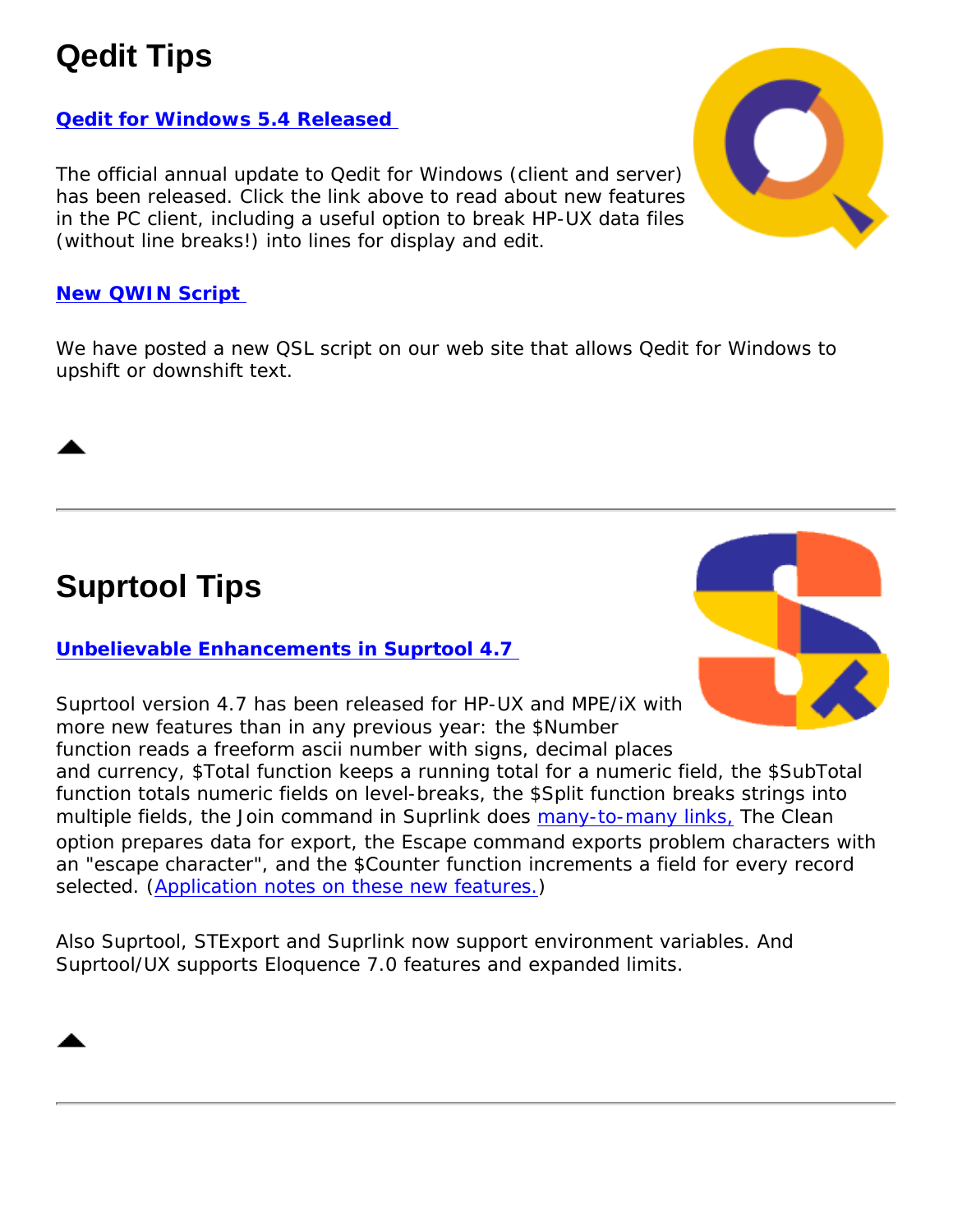# Qedit Tips

**Qedit for Windows 5.4 Released**

The official annual update to Qedit for Windows (client and server) has been released. Click the link above to read about new features in the PC client, including a useful option to break HP-UX data files (without line breaks!) into lines for display and edit.

**New QWIN Script**

We have posted a new QSL script on our web site that allows Qedit for Windows to upshift or downshift text.

---

# Suprtool Tips

**Unbelievable Enhancements in Suprtool 4.7**

Suprtool version 4.7 has been released for HP-UX and MPE/iX with more new features than in any previous year: the $Number function reads a freeform ascii number with signs, decimal places and currency, $Total function keeps a running total for a numeric field, the $SubTotal function totals numeric fields on level-breaks, the $Split function breaks strings into multiple fields, the Join command in Suprlink does many-to-many links, The Clean option prepares data for export, the Escape command exports problem characters with an "escape character", and the $Counter function increments a field for every record selected. (Application notes on these new features.)

Also Suprtool, STExport and Suprlink now support environment variables. And Suprtool/UX supports Eloquence 7.0 features and expanded limits.

---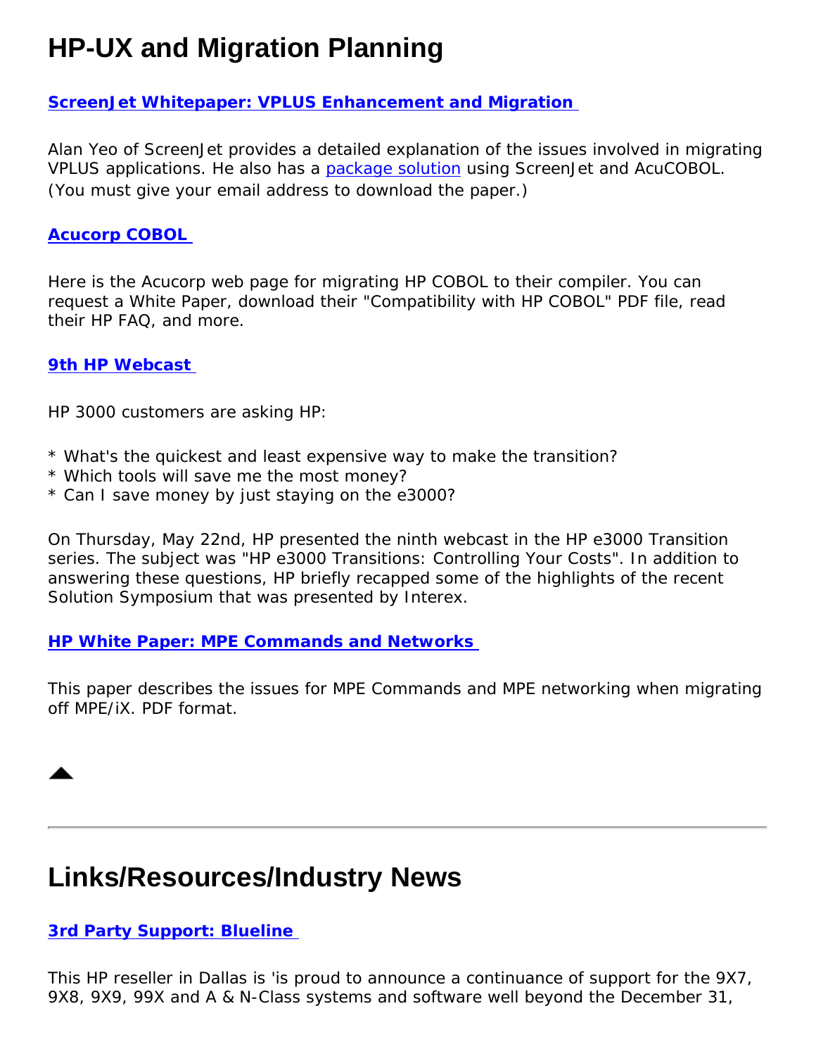# HP-UX and Migration Planning

**ScreenJet Whitepaper: VPLUS Enhancement and Migration**

Alan Yeo of ScreenJet provides a detailed explanation of the issues involved in migrating VPLUS applications. He also has a package solution using ScreenJet and AcuCOBOL. (You must give your email address to download the paper.)

**Acucorp COBOL**

Here is the Acucorp web page for migrating HP COBOL to their compiler. You can request a White Paper, download their "Compatibility with HP COBOL" PDF file, read their HP FAQ, and more.

**9th HP Webcast**

HP 3000 customers are asking HP:

* What's the quickest and least expensive way to make the transition?
* Which tools will save me the most money?
* Can I save money by just staying on the e3000?

On Thursday, May 22nd, HP presented the ninth webcast in the HP e3000 Transition series. The subject was "HP e3000 Transitions: Controlling Your Costs". In addition to answering these questions, HP briefly recapped some of the highlights of the recent Solution Symposium that was presented by Interex.

**HP White Paper: MPE Commands and Networks**

This paper describes the issues for MPE Commands and MPE networking when migrating off MPE/iX. PDF format.

---

# Links/Resources/Industry News

**3rd Party Support: Blueline**

This HP reseller in Dallas is 'is proud to announce a continuance of support for the 9X7, 9X8, 9X9, 99X and A & N-Class systems and software well beyond the December 31,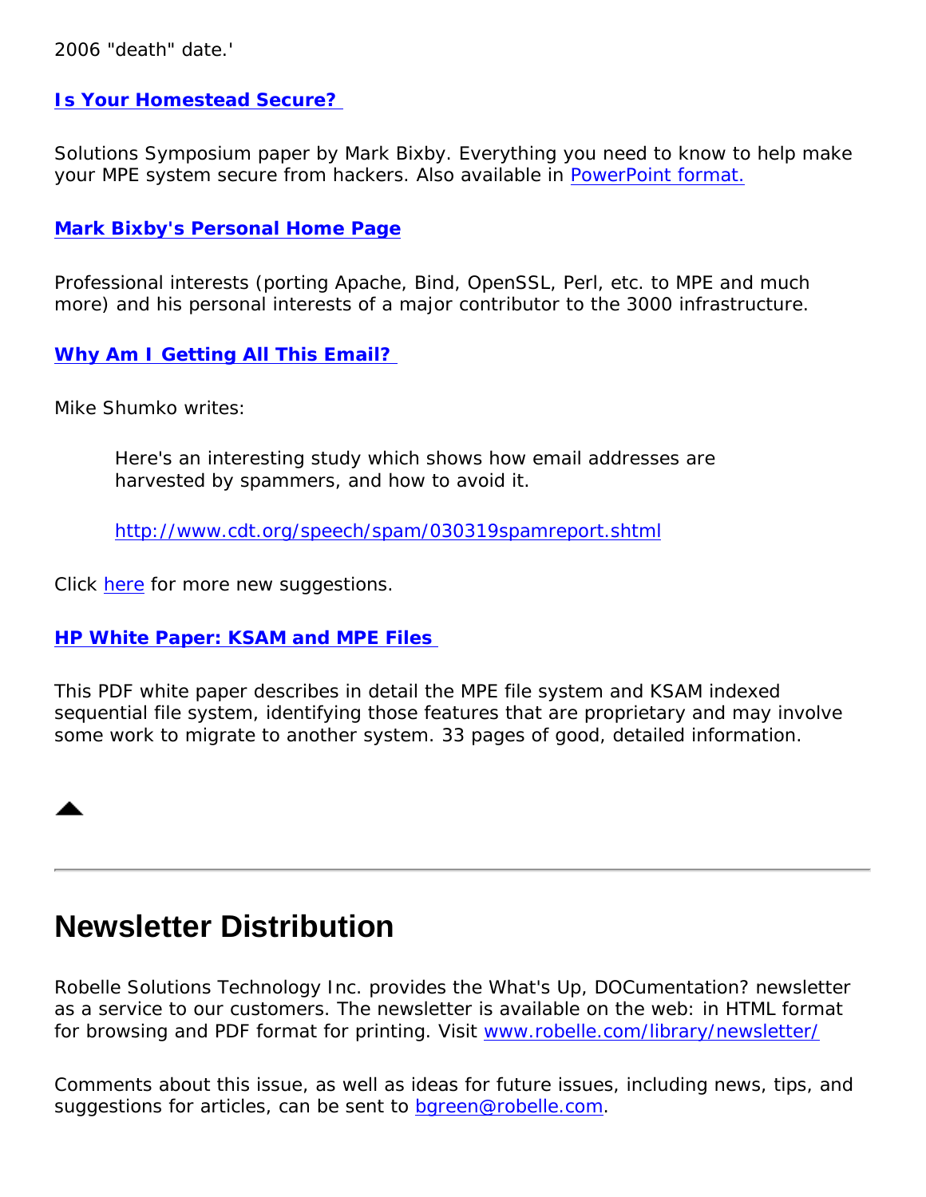2006 "death" date.'

**Is Your Homestead Secure?**

Solutions Symposium paper by Mark Bixby. Everything you need to know to help make your MPE system secure from hackers. Also available in PowerPoint format.

**Mark Bixby's Personal Home Page**

Professional interests (porting Apache, Bind, OpenSSL, Perl, etc. to MPE and much more) and his personal interests of a major contributor to the 3000 infrastructure.

**Why Am I Getting All This Email?**

Mike Shumko writes:

> Here's an interesting study which shows how email addresses are harvested by spammers, and how to avoid it.
>
> http://www.cdt.org/speech/spam/030319spamreport.shtml

Click here for more new suggestions.

**HP White Paper: KSAM and MPE Files**

This PDF white paper describes in detail the MPE file system and KSAM indexed sequential file system, identifying those features that are proprietary and may involve some work to migrate to another system. 33 pages of good, detailed information.

---

# Newsletter Distribution

Robelle Solutions Technology Inc. provides the What's Up, DOCumentation? newsletter as a service to our customers. The newsletter is available on the web: in HTML format for browsing and PDF format for printing. Visit www.robelle.com/library/newsletter/

Comments about this issue, as well as ideas for future issues, including news, tips, and suggestions for articles, can be sent to bgreen@robelle.com.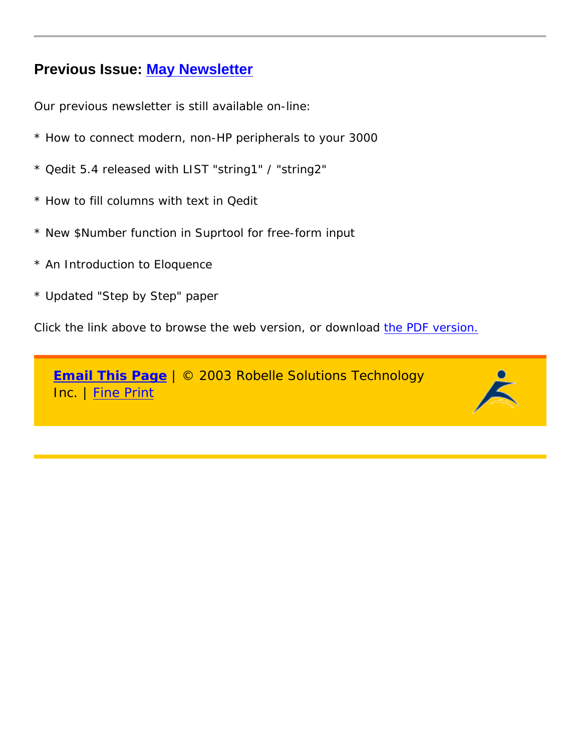## Previous Issue: May Newsletter

Our previous newsletter is still available on-line:

* How to connect modern, non-HP peripherals to your 3000

* Qedit 5.4 released with LIST "string1" / "string2"

* How to fill columns with text in Qedit

* New $Number function in Suprtool for free-form input

* An Introduction to Eloquence

* Updated "Step by Step" paper

Click the link above to browse the web version, or download the PDF version.

**Email This Page** | © 2003 Robelle Solutions Technology Inc. | Fine Print